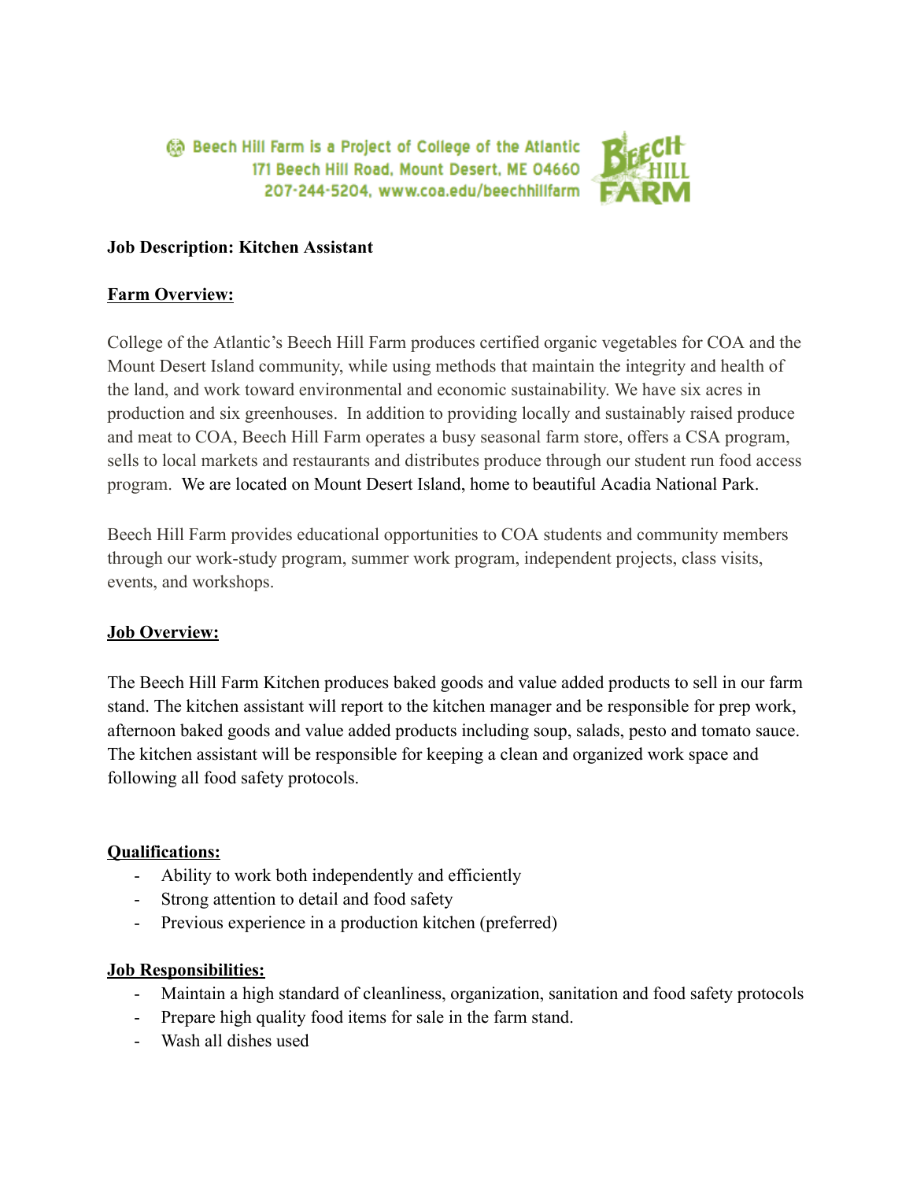Beech Hill Farm is a Project of College of the Atlantic
171 Beech Hill Road, Mount Desert, ME 04660
207-244-5204, www.coa.edu/beechhillfarm

**Job Description: Kitchen Assistant**

## Farm Overview:

College of the Atlantic's Beech Hill Farm produces certified organic vegetables for COA and the Mount Desert Island community, while using methods that maintain the integrity and health of the land, and work toward environmental and economic sustainability. We have six acres in production and six greenhouses. In addition to providing locally and sustainably raised produce and meat to COA, Beech Hill Farm operates a busy seasonal farm store, offers a CSA program, sells to local markets and restaurants and distributes produce through our student run food access program. We are located on Mount Desert Island, home to beautiful Acadia National Park.

Beech Hill Farm provides educational opportunities to COA students and community members through our work-study program, summer work program, independent projects, class visits, events, and workshops.

## Job Overview:

The Beech Hill Farm Kitchen produces baked goods and value added products to sell in our farm stand. The kitchen assistant will report to the kitchen manager and be responsible for prep work, afternoon baked goods and value added products including soup, salads, pesto and tomato sauce. The kitchen assistant will be responsible for keeping a clean and organized work space and following all food safety protocols.

## Qualifications:

- Ability to work both independently and efficiently
- Strong attention to detail and food safety
- Previous experience in a production kitchen (preferred)

## Job Responsibilities:

- Maintain a high standard of cleanliness, organization, sanitation and food safety protocols
- Prepare high quality food items for sale in the farm stand.
- Wash all dishes used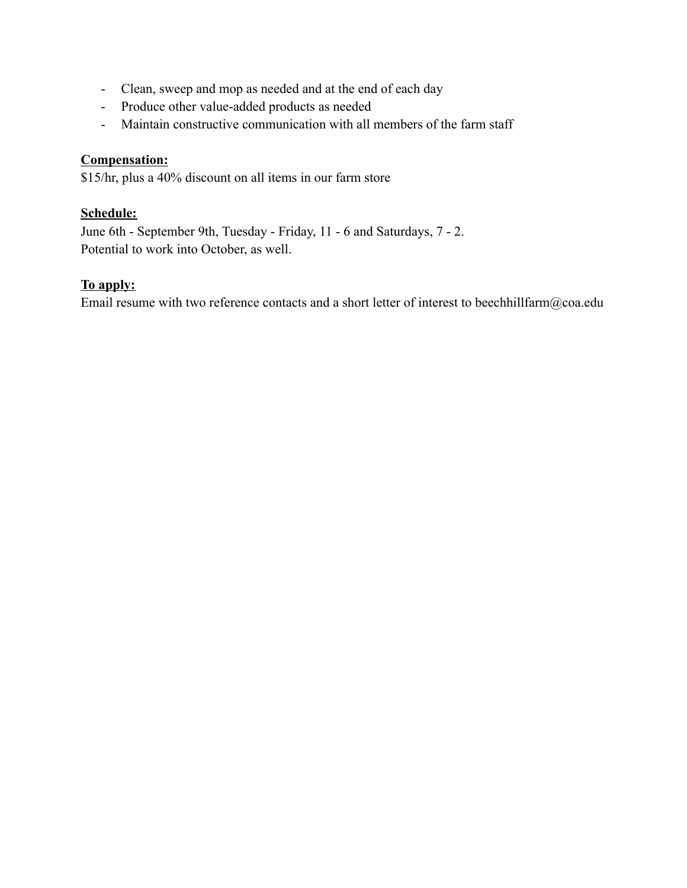- Clean, sweep and mop as needed and at the end of each day
- Produce other value-added products as needed
- Maintain constructive communication with all members of the farm staff

**Compensation:**

$15/hr, plus a 40% discount on all items in our farm store

**Schedule:**

June 6th - September 9th, Tuesday - Friday, 11 - 6 and Saturdays, 7 - 2.
Potential to work into October, as well.

**To apply:**

Email resume with two reference contacts and a short letter of interest to beechhillfarm@coa.edu